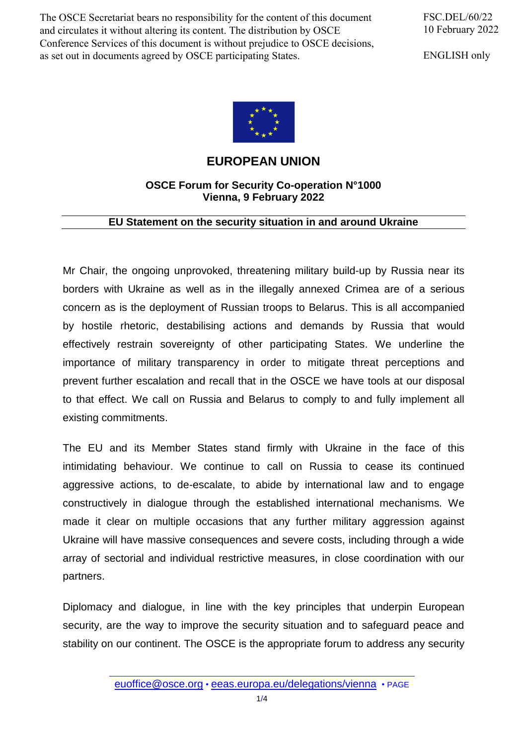The OSCE Secretariat bears no responsibility for the content of this document and circulates it without altering its content. The distribution by OSCE Conference Services of this document is without prejudice to OSCE decisions, as set out in documents agreed by OSCE participating States.

FSC.DEL/60/22
10 February 2022

ENGLISH only

# EUROPEAN UNION

**OSCE Forum for Security Co-operation N°1000**
**Vienna, 9 February 2022**

## EU Statement on the security situation in and around Ukraine

Mr Chair, the ongoing unprovoked, threatening military build-up by Russia near its borders with Ukraine as well as in the illegally annexed Crimea are of a serious concern as is the deployment of Russian troops to Belarus. This is all accompanied by hostile rhetoric, destabilising actions and demands by Russia that would effectively restrain sovereignty of other participating States. We underline the importance of military transparency in order to mitigate threat perceptions and prevent further escalation and recall that in the OSCE we have tools at our disposal to that effect. We call on Russia and Belarus to comply to and fully implement all existing commitments.

The EU and its Member States stand firmly with Ukraine in the face of this intimidating behaviour. We continue to call on Russia to cease its continued aggressive actions, to de-escalate, to abide by international law and to engage constructively in dialogue through the established international mechanisms. We made it clear on multiple occasions that any further military aggression against Ukraine will have massive consequences and severe costs, including through a wide array of sectorial and individual restrictive measures, in close coordination with our partners.

Diplomacy and dialogue, in line with the key principles that underpin European security, are the way to improve the security situation and to safeguard peace and stability on our continent. The OSCE is the appropriate forum to address any security

euoffice@osce.org • eeas.europa.eu/delegations/vienna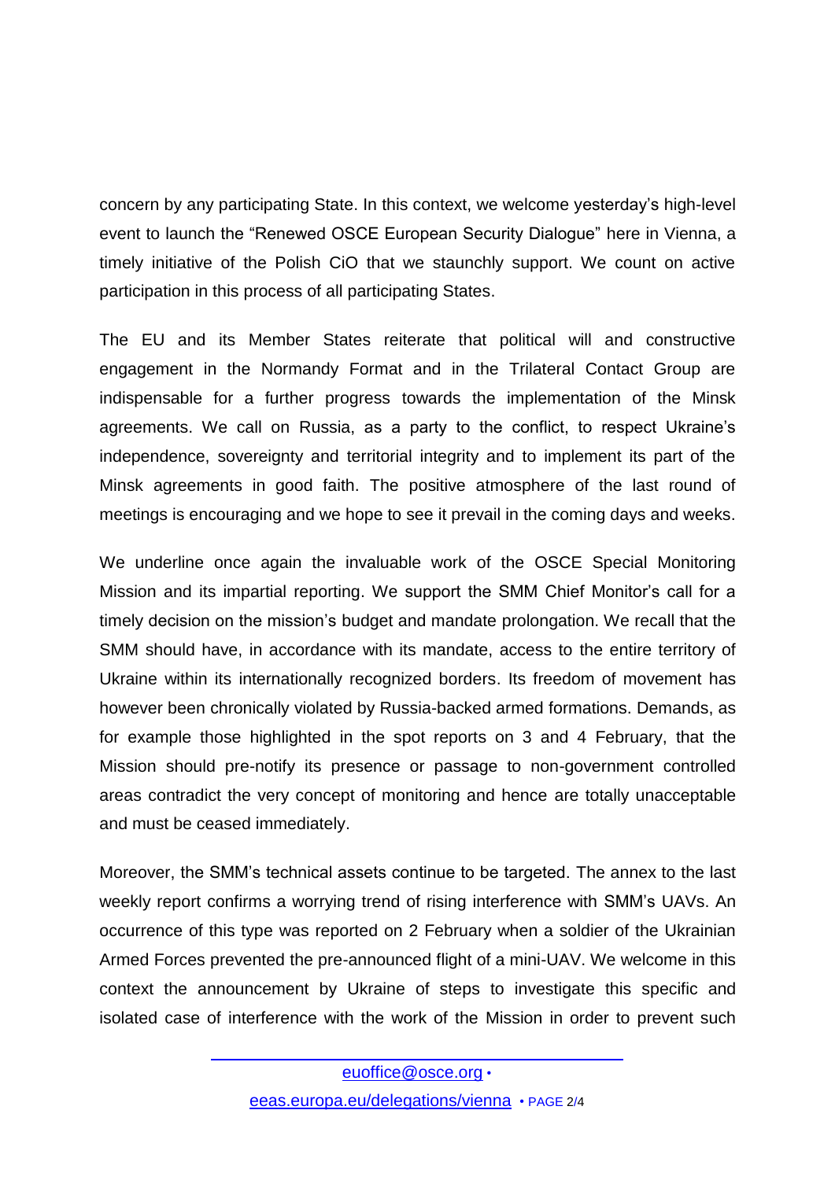concern by any participating State. In this context, we welcome yesterday's high-level event to launch the "Renewed OSCE European Security Dialogue" here in Vienna, a timely initiative of the Polish CiO that we staunchly support. We count on active participation in this process of all participating States.

The EU and its Member States reiterate that political will and constructive engagement in the Normandy Format and in the Trilateral Contact Group are indispensable for a further progress towards the implementation of the Minsk agreements. We call on Russia, as a party to the conflict, to respect Ukraine's independence, sovereignty and territorial integrity and to implement its part of the Minsk agreements in good faith. The positive atmosphere of the last round of meetings is encouraging and we hope to see it prevail in the coming days and weeks.

We underline once again the invaluable work of the OSCE Special Monitoring Mission and its impartial reporting. We support the SMM Chief Monitor's call for a timely decision on the mission's budget and mandate prolongation. We recall that the SMM should have, in accordance with its mandate, access to the entire territory of Ukraine within its internationally recognized borders. Its freedom of movement has however been chronically violated by Russia-backed armed formations. Demands, as for example those highlighted in the spot reports on 3 and 4 February, that the Mission should pre-notify its presence or passage to non-government controlled areas contradict the very concept of monitoring and hence are totally unacceptable and must be ceased immediately.

Moreover, the SMM's technical assets continue to be targeted. The annex to the last weekly report confirms a worrying trend of rising interference with SMM's UAVs. An occurrence of this type was reported on 2 February when a soldier of the Ukrainian Armed Forces prevented the pre-announced flight of a mini-UAV. We welcome in this context the announcement by Ukraine of steps to investigate this specific and isolated case of interference with the work of the Mission in order to prevent such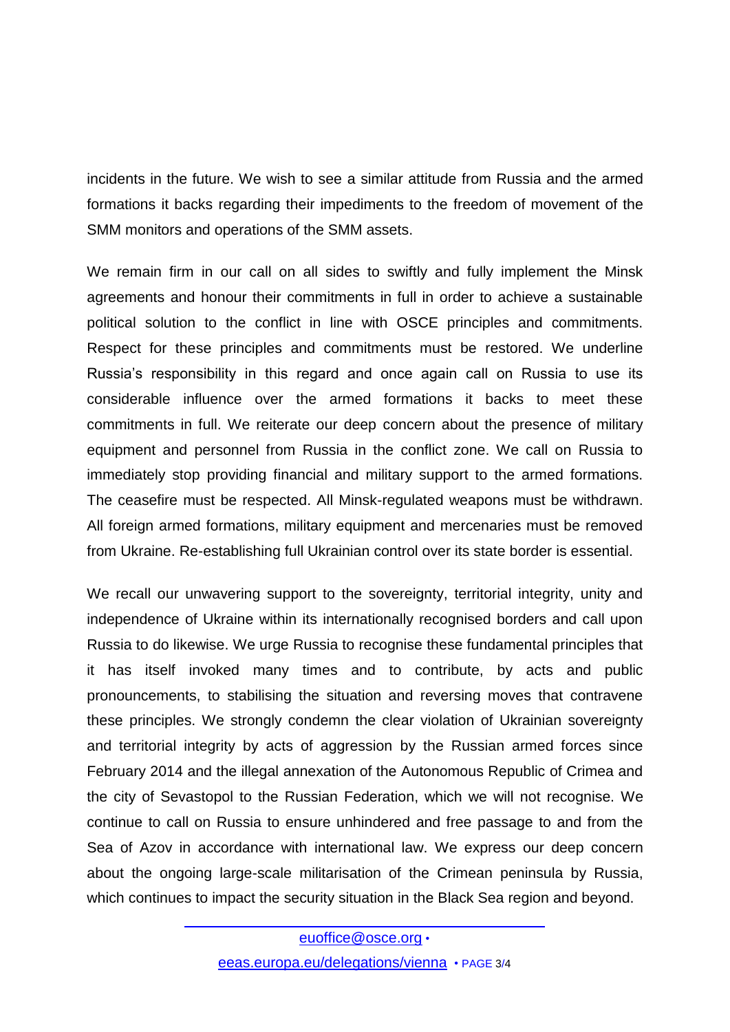incidents in the future. We wish to see a similar attitude from Russia and the armed formations it backs regarding their impediments to the freedom of movement of the SMM monitors and operations of the SMM assets.

We remain firm in our call on all sides to swiftly and fully implement the Minsk agreements and honour their commitments in full in order to achieve a sustainable political solution to the conflict in line with OSCE principles and commitments. Respect for these principles and commitments must be restored. We underline Russia's responsibility in this regard and once again call on Russia to use its considerable influence over the armed formations it backs to meet these commitments in full. We reiterate our deep concern about the presence of military equipment and personnel from Russia in the conflict zone. We call on Russia to immediately stop providing financial and military support to the armed formations. The ceasefire must be respected. All Minsk-regulated weapons must be withdrawn. All foreign armed formations, military equipment and mercenaries must be removed from Ukraine. Re-establishing full Ukrainian control over its state border is essential.

We recall our unwavering support to the sovereignty, territorial integrity, unity and independence of Ukraine within its internationally recognised borders and call upon Russia to do likewise. We urge Russia to recognise these fundamental principles that it has itself invoked many times and to contribute, by acts and public pronouncements, to stabilising the situation and reversing moves that contravene these principles. We strongly condemn the clear violation of Ukrainian sovereignty and territorial integrity by acts of aggression by the Russian armed forces since February 2014 and the illegal annexation of the Autonomous Republic of Crimea and the city of Sevastopol to the Russian Federation, which we will not recognise. We continue to call on Russia to ensure unhindered and free passage to and from the Sea of Azov in accordance with international law. We express our deep concern about the ongoing large-scale militarisation of the Crimean peninsula by Russia, which continues to impact the security situation in the Black Sea region and beyond.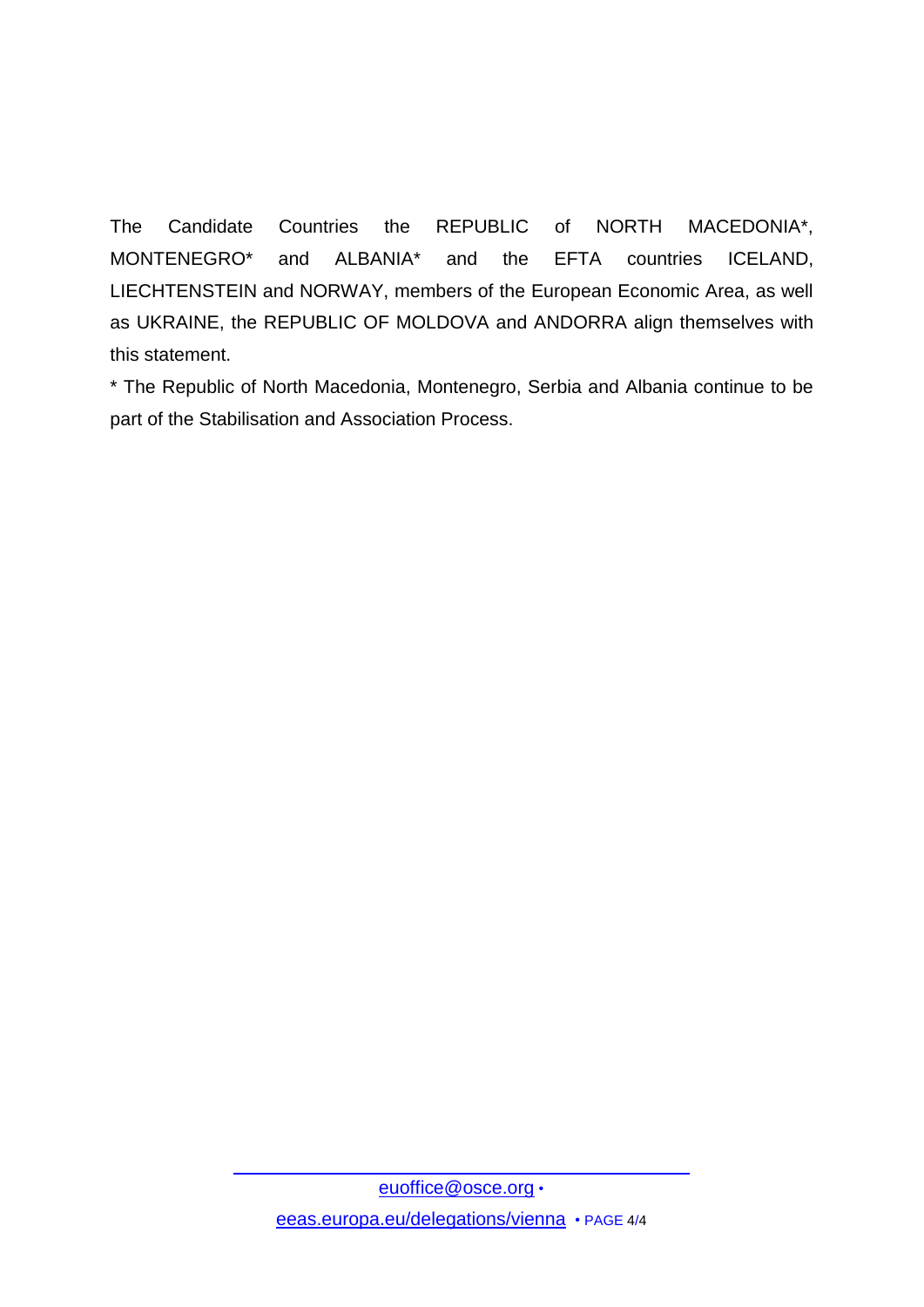The Candidate Countries the REPUBLIC of NORTH MACEDONIA*, MONTENEGRO* and ALBANIA* and the EFTA countries ICELAND, LIECHTENSTEIN and NORWAY, members of the European Economic Area, as well as UKRAINE, the REPUBLIC OF MOLDOVA and ANDORRA align themselves with this statement.

* The Republic of North Macedonia, Montenegro, Serbia and Albania continue to be part of the Stabilisation and Association Process.